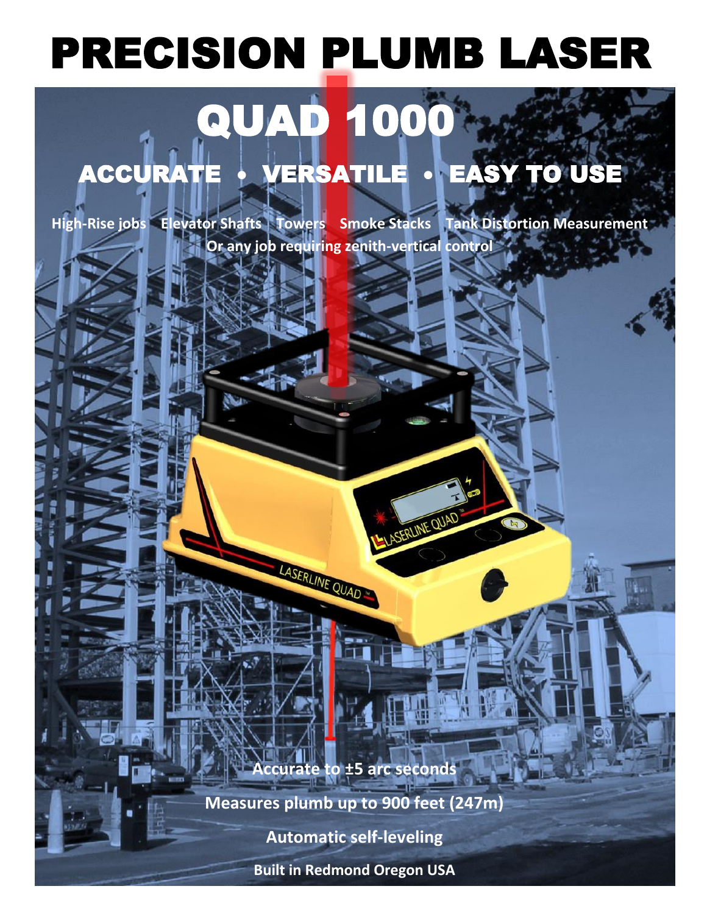# PRECISION PLUMB LASER

## QUAD 1000

### ACCURATE • VERSATILE • EASY TO USE

**High-Rise jobs   Elevator Shafts   Towers   Smoke Stacks   Tank Distortion Measurement**

**Or any job requiring zenith-vertical control**

**Accurate to ±5 arc seconds**

**Measures plumb up to 900 feet (247m)**

**Automatic self-leveling**

**Built in Redmond Oregon USA**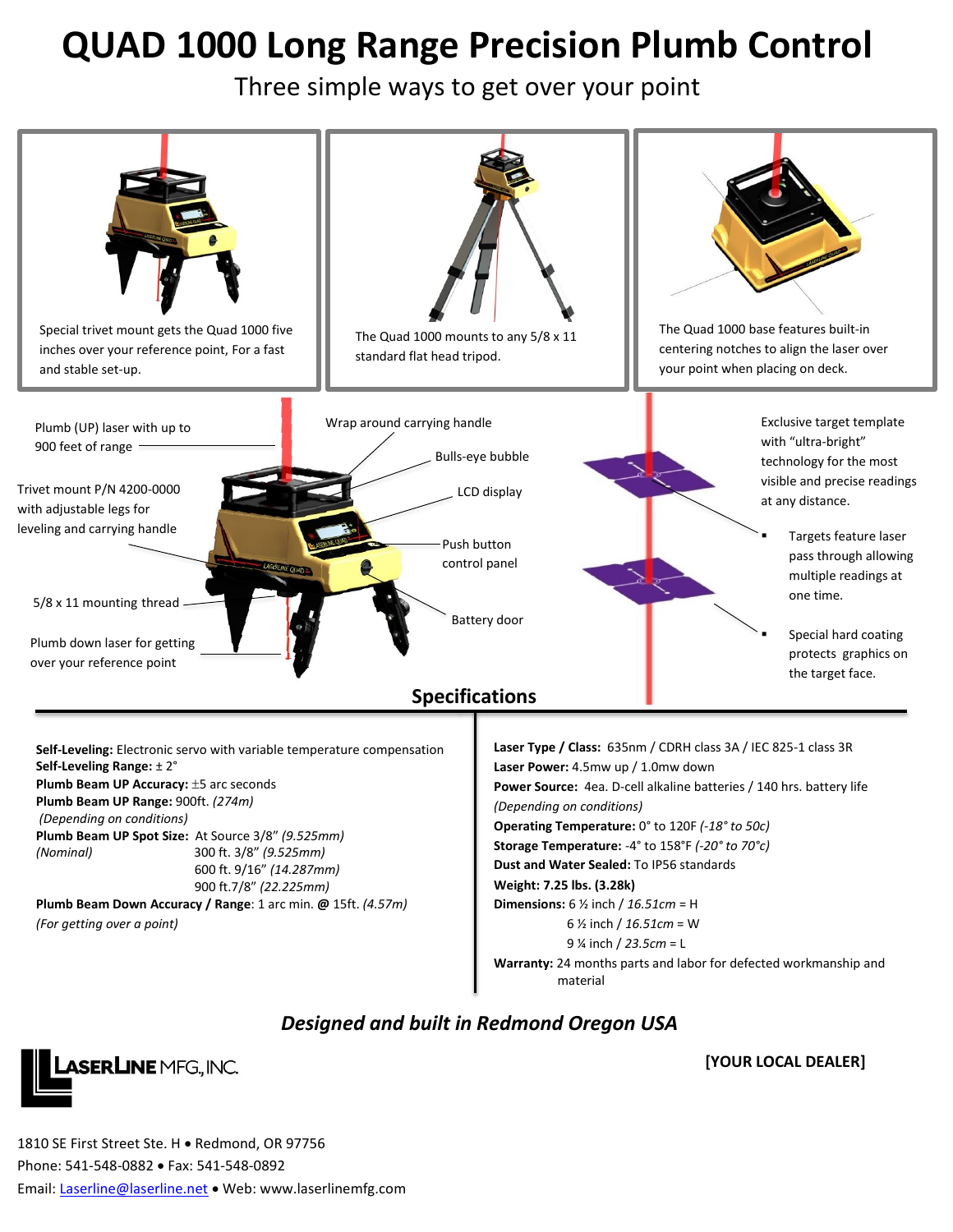# QUAD 1000 Long Range Precision Plumb Control

Three simple ways to get over your point

Special trivet mount gets the Quad 1000 five inches over your reference point, For a fast and stable set-up.

The Quad 1000 mounts to any 5/8 x 11 standard flat head tripod.

The Quad 1000 base features built-in centering notches to align the laser over your point when placing on deck.

Plumb (UP) laser with up to 900 feet of range

Trivet mount P/N 4200-0000 with adjustable legs for leveling and carrying handle

5/8 x 11 mounting thread

Plumb down laser for getting over your reference point

Wrap around carrying handle

Bulls-eye bubble

LCD display

Push button control panel

Battery door

Exclusive target template with "ultra-bright" technology for the most visible and precise readings at any distance.

- Targets feature laser pass through allowing multiple readings at one time.
- Special hard coating protects graphics on the target face.

## Specifications

**Self-Leveling:** Electronic servo with variable temperature compensation
**Self-Leveling Range:** ± 2°
**Plumb Beam UP Accuracy:** ±5 arc seconds
**Plumb Beam UP Range:** 900ft. *(274m)*
*(Depending on conditions)*
**Plumb Beam UP Spot Size:** At Source 3/8" *(9.525mm)*
*(Nominal)* 300 ft. 3/8" *(9.525mm)*
600 ft. 9/16" *(14.287mm)*
900 ft.7/8" *(22.225mm)*
**Plumb Beam Down Accuracy / Range**: 1 arc min. **@** 15ft. *(4.57m)*
*(For getting over a point)*

**Laser Type / Class:** 635nm / CDRH class 3A / IEC 825-1 class 3R
**Laser Power:** 4.5mw up / 1.0mw down
**Power Source:** 4ea. D-cell alkaline batteries / 140 hrs. battery life
*(Depending on conditions)*
**Operating Temperature:** 0° to 120F *(-18° to 50c)*
**Storage Temperature:** -4° to 158°F *(-20° to 70°c)*
**Dust and Water Sealed:** To IP56 standards
**Weight: 7.25 lbs. (3.28k)**
**Dimensions:** 6 ½ inch / *16.51cm* = H
6 ½ inch / *16.51cm* = W
9 ¼ inch / *23.5cm* = L
**Warranty:** 24 months parts and labor for defected workmanship and material

***Designed and built in Redmond Oregon USA***

LASERLINE MFG, INC.

**[YOUR LOCAL DEALER]**

1810 SE First Street Ste. H • Redmond, OR 97756
Phone: 541-548-0882 • Fax: 541-548-0892
Email: Laserline@laserline.net • Web: www.laserlinemfg.com